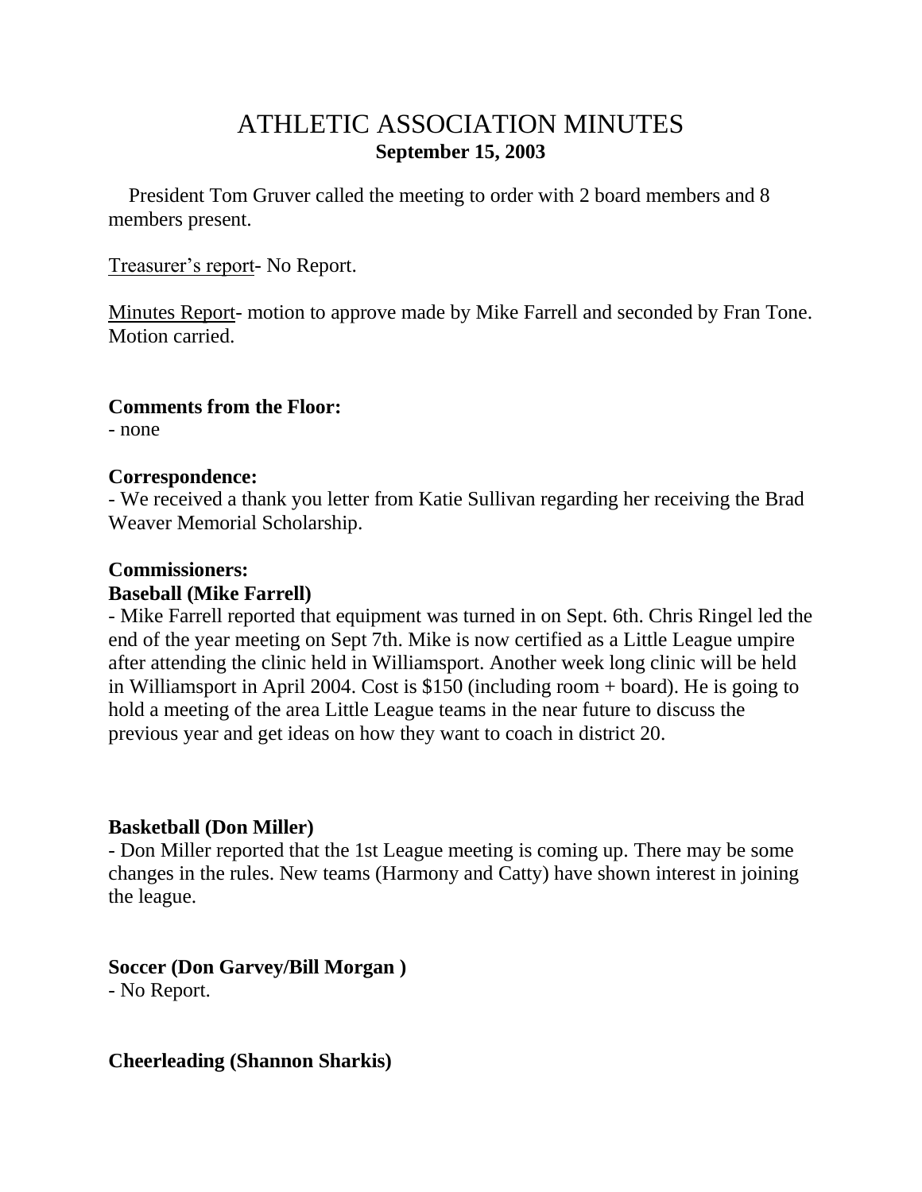# ATHLETIC ASSOCIATION MINUTES

**September 15, 2003**

President Tom Gruver called the meeting to order with 2 board members and 8 members present.

Treasurer's report- No Report.

Minutes Report- motion to approve made by Mike Farrell and seconded by Fran Tone. Motion carried.

**Comments from the Floor:**

- none

**Correspondence:**

- We received a thank you letter from Katie Sullivan regarding her receiving the Brad Weaver Memorial Scholarship.

**Commissioners:**

**Baseball (Mike Farrell)**

- Mike Farrell reported that equipment was turned in on Sept. 6th. Chris Ringel led the end of the year meeting on Sept 7th. Mike is now certified as a Little League umpire after attending the clinic held in Williamsport. Another week long clinic will be held in Williamsport in April 2004. Cost is $150 (including room + board). He is going to hold a meeting of the area Little League teams in the near future to discuss the previous year and get ideas on how they want to coach in district 20.

**Basketball (Don Miller)**

- Don Miller reported that the 1st League meeting is coming up. There may be some changes in the rules. New teams (Harmony and Catty) have shown interest in joining the league.

**Soccer (Don Garvey/Bill Morgan )**

- No Report.

**Cheerleading (Shannon Sharkis)**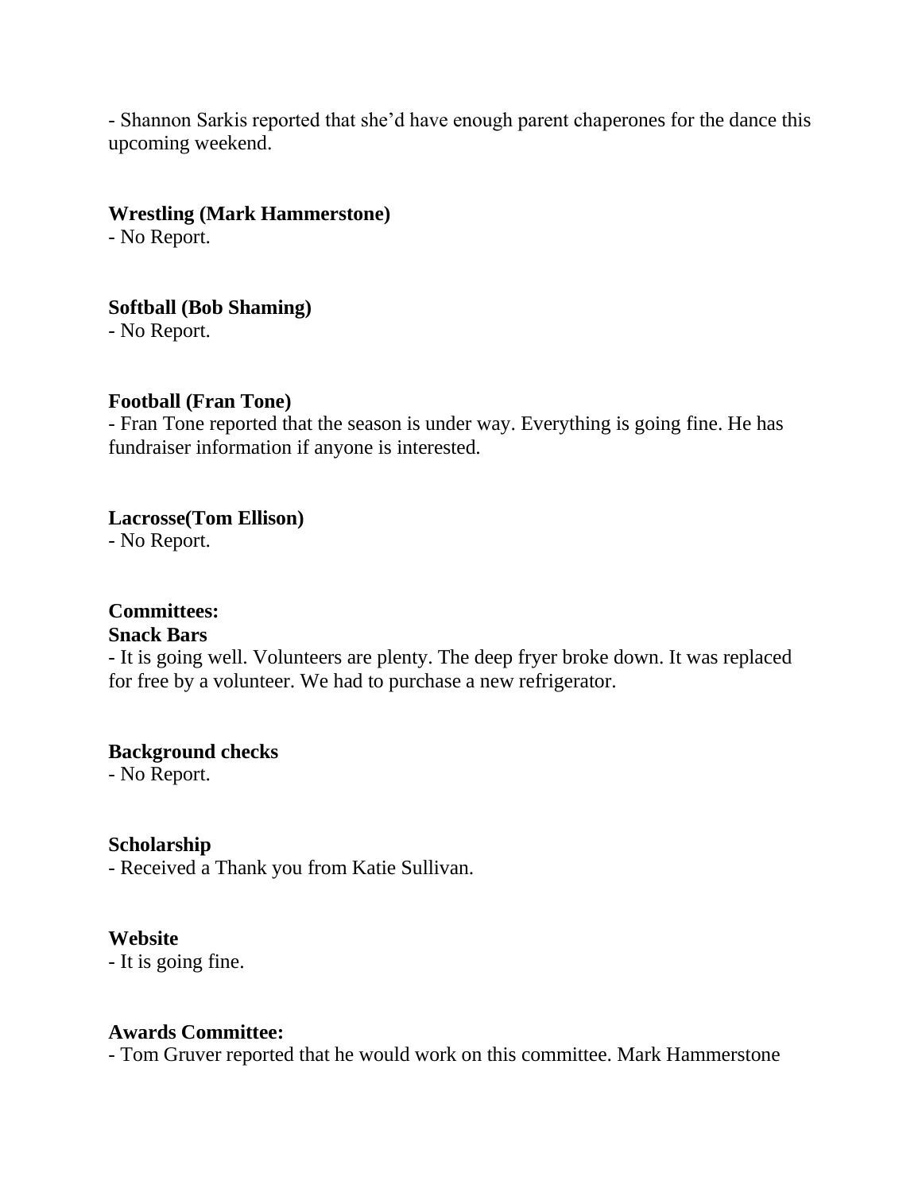- Shannon Sarkis reported that she'd have enough parent chaperones for the dance this upcoming weekend.

**Wrestling (Mark Hammerstone)**
- No Report.

**Softball (Bob Shaming)**
- No Report.

**Football (Fran Tone)**
- Fran Tone reported that the season is under way. Everything is going fine. He has fundraiser information if anyone is interested.

**Lacrosse(Tom Ellison)**
- No Report.

**Committees:**
**Snack Bars**
- It is going well. Volunteers are plenty. The deep fryer broke down. It was replaced for free by a volunteer. We had to purchase a new refrigerator.

**Background checks**
- No Report.

**Scholarship**
- Received a Thank you from Katie Sullivan.

**Website**
- It is going fine.

**Awards Committee:**
- Tom Gruver reported that he would work on this committee. Mark Hammerstone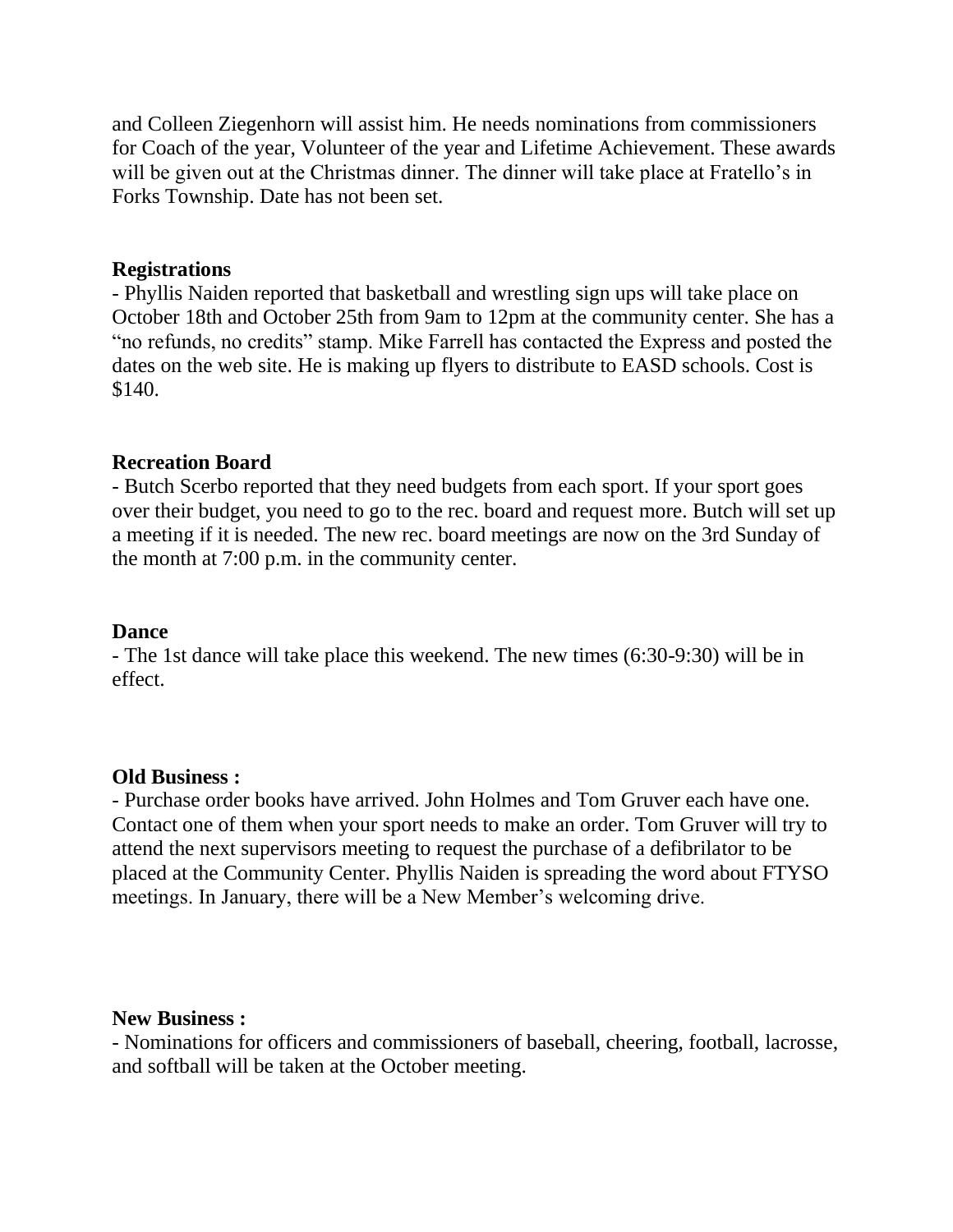and Colleen Ziegenhorn will assist him. He needs nominations from commissioners for Coach of the year, Volunteer of the year and Lifetime Achievement. These awards will be given out at the Christmas dinner. The dinner will take place at Fratello's in Forks Township. Date has not been set.

**Registrations**

- Phyllis Naiden reported that basketball and wrestling sign ups will take place on October 18th and October 25th from 9am to 12pm at the community center. She has a "no refunds, no credits" stamp. Mike Farrell has contacted the Express and posted the dates on the web site. He is making up flyers to distribute to EASD schools. Cost is $140.

**Recreation Board**

- Butch Scerbo reported that they need budgets from each sport. If your sport goes over their budget, you need to go to the rec. board and request more. Butch will set up a meeting if it is needed. The new rec. board meetings are now on the 3rd Sunday of the month at 7:00 p.m. in the community center.

**Dance**

- The 1st dance will take place this weekend. The new times (6:30-9:30) will be in effect.

**Old Business :**

- Purchase order books have arrived. John Holmes and Tom Gruver each have one. Contact one of them when your sport needs to make an order. Tom Gruver will try to attend the next supervisors meeting to request the purchase of a defibrilator to be placed at the Community Center. Phyllis Naiden is spreading the word about FTYSO meetings. In January, there will be a New Member's welcoming drive.

**New Business :**

- Nominations for officers and commissioners of baseball, cheering, football, lacrosse, and softball will be taken at the October meeting.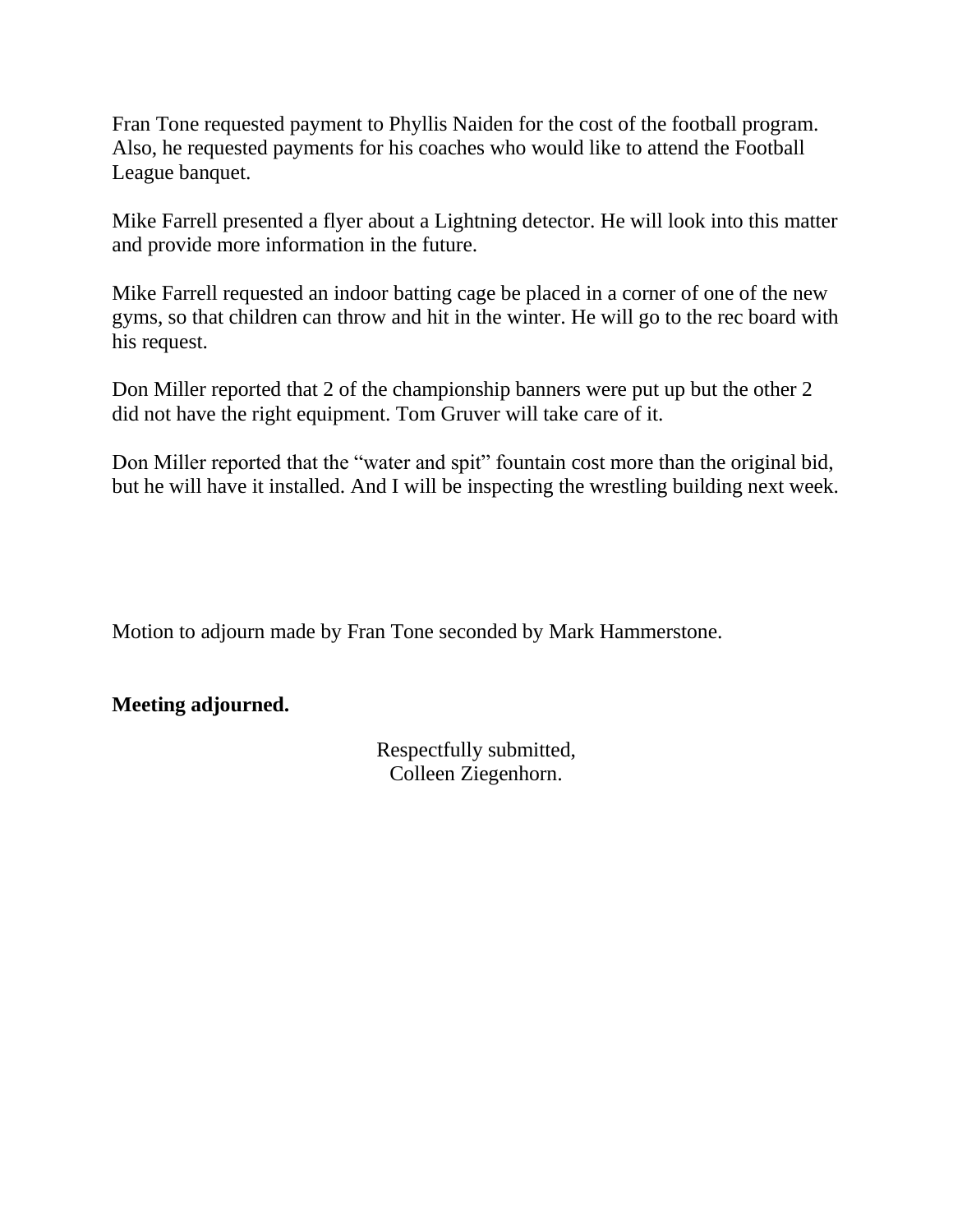Fran Tone requested payment to Phyllis Naiden for the cost of the football program. Also, he requested payments for his coaches who would like to attend the Football League banquet.

Mike Farrell presented a flyer about a Lightning detector. He will look into this matter and provide more information in the future.

Mike Farrell requested an indoor batting cage be placed in a corner of one of the new gyms, so that children can throw and hit in the winter. He will go to the rec board with his request.

Don Miller reported that 2 of the championship banners were put up but the other 2 did not have the right equipment. Tom Gruver will take care of it.

Don Miller reported that the "water and spit" fountain cost more than the original bid, but he will have it installed. And I will be inspecting the wrestling building next week.

Motion to adjourn made by Fran Tone seconded by Mark Hammerstone.

**Meeting adjourned.**

Respectfully submitted,
Colleen Ziegenhorn.